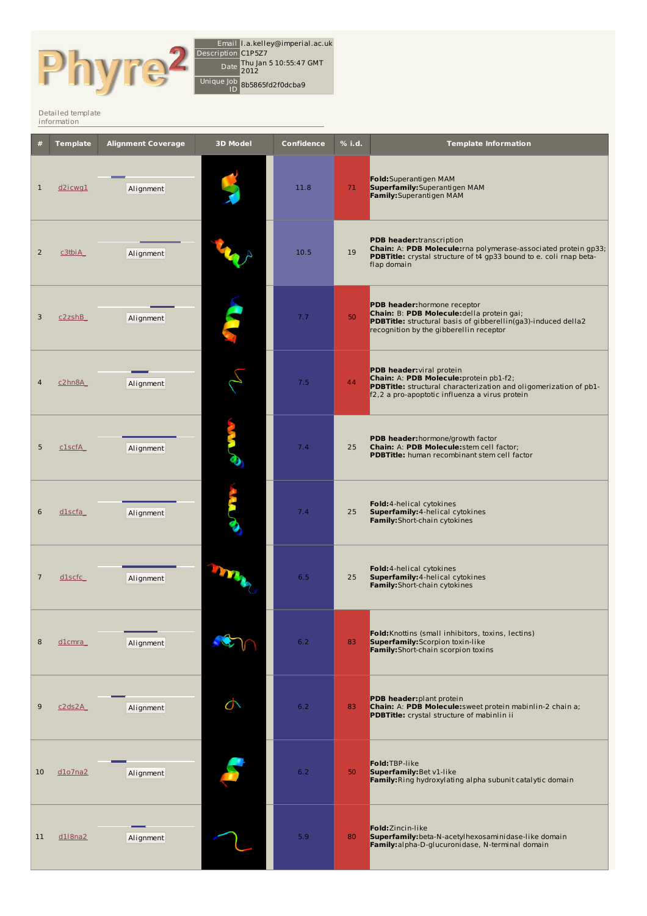# Phyre²

| | |
|---|---|
| Email | l.a.kelley@imperial.ac.uk |
| Description | C1P5Z7 |
| Date | Thu Jan 5 10:55:47 GMT 2012 |
| Unique Job ID | 8b5865fd2f0dcba9 |

Detailed template information

| # | Template | Alignment Coverage | 3D Model | Confidence | % i.d. | Template Information |
|---|---|---|---|---|---|---|
| 1 | d2icwg1 | Alignment | | 11.8 | 71 | **Fold:** Superantigen MAM **Superfamily:** Superantigen MAM **Family:** Superantigen MAM |
| 2 | c3tbiA_ | Alignment | | 10.5 | 19 | **PDB header:** transcription **Chain:** A: **PDB Molecule:** rna polymerase-associated protein gp33; **PDBTitle:** crystal structure of t4 gp33 bound to e. coli rnap beta-flap domain |
| 3 | c2zshB_ | Alignment | | 7.7 | 50 | **PDB header:** hormone receptor **Chain:** B: **PDB Molecule:** della protein gai; **PDBTitle:** structural basis of gibberellin(ga3)-induced della2 recognition by the gibberellin receptor |
| 4 | c2hn8A_ | Alignment | | 7.5 | 44 | **PDB header:** viral protein **Chain:** A: **PDB Molecule:** protein pb1-f2; **PDBTitle:** structural characterization and oligomerization of pb1-f2,2 a pro-apoptotic influenza a virus protein |
| 5 | c1scfA_ | Alignment | | 7.4 | 25 | **PDB header:** hormone/growth factor **Chain:** A: **PDB Molecule:** stem cell factor; **PDBTitle:** human recombinant stem cell factor |
| 6 | d1scfa_ | Alignment | | 7.4 | 25 | **Fold:** 4-helical cytokines **Superfamily:** 4-helical cytokines **Family:** Short-chain cytokines |
| 7 | d1scfc_ | Alignment | | 6.5 | 25 | **Fold:** 4-helical cytokines **Superfamily:** 4-helical cytokines **Family:** Short-chain cytokines |
| 8 | d1cmra_ | Alignment | | 6.2 | 83 | **Fold:** Knottins (small inhibitors, toxins, lectins) **Superfamily:** Scorpion toxin-like **Family:** Short-chain scorpion toxins |
| 9 | c2ds2A_ | Alignment | | 6.2 | 83 | **PDB header:** plant protein **Chain:** A: **PDB Molecule:** sweet protein mabinlin-2 chain a; **PDBTitle:** crystal structure of mabinlin ii |
| 10 | d1o7na2 | Alignment | | 6.2 | 50 | **Fold:** TBP-like **Superfamily:** Bet v1-like **Family:** Ring hydroxylating alpha subunit catalytic domain |
| 11 | d1l8na2 | Alignment | | 5.9 | 80 | **Fold:** Zincin-like **Superfamily:** beta-N-acetylhexosaminidase-like domain **Family:** alpha-D-glucuronidase, N-terminal domain |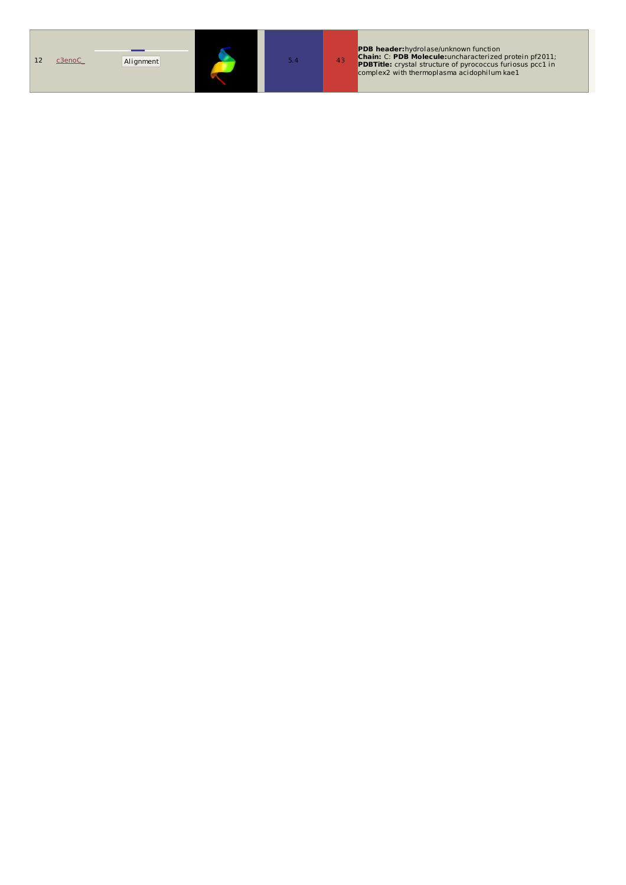| | | | | | | |
|---|---|---|---|---|---|---|
| 12 | c3enoC_ | Alignment | | 5.4 | 43 | **PDB header:** hydrolase/unknown function<br>**Chain:** C: **PDB Molecule:** uncharacterized protein pf2011;<br>**PDBTitle:** crystal structure of pyrococcus furiosus pcc1 in complex2 with thermoplasma acidophilum kae1 |